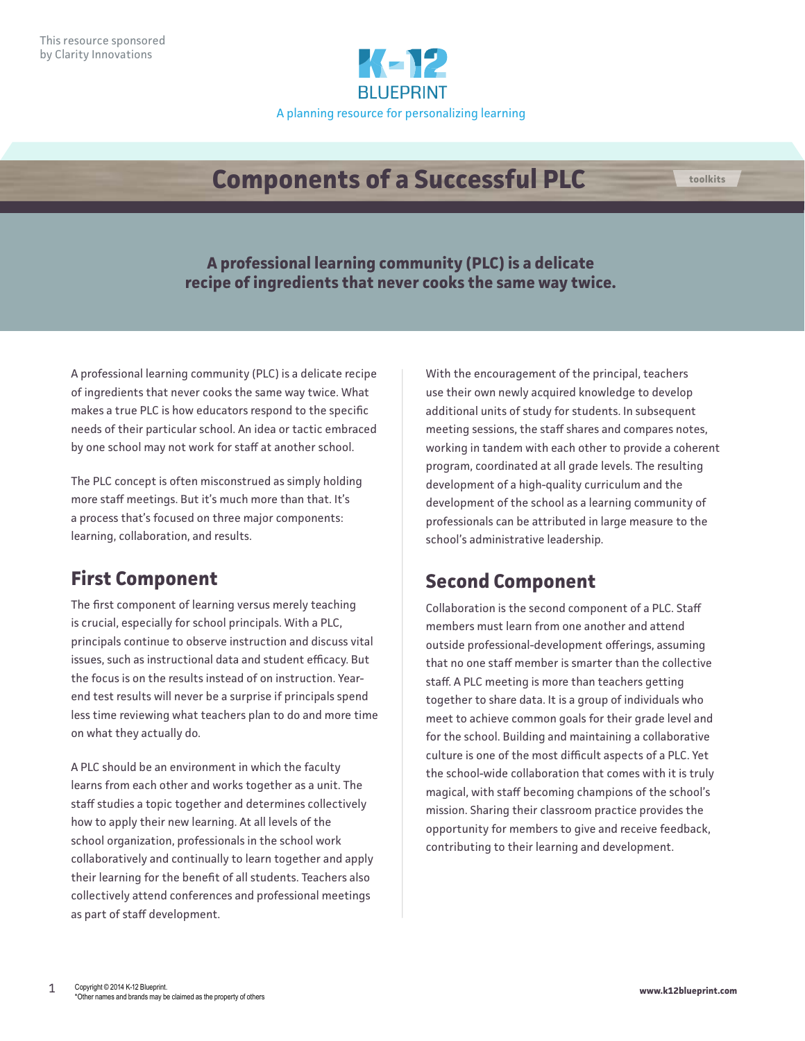This resource sponsored by Clarity Innovations

K-12 BLUEPRINT

A planning resource for personalizing learning

# Components of a Successful PLC

toolkits

**A professional learning community (PLC) is a delicate recipe of ingredients that never cooks the same way twice.**

A professional learning community (PLC) is a delicate recipe of ingredients that never cooks the same way twice. What makes a true PLC is how educators respond to the specific needs of their particular school. An idea or tactic embraced by one school may not work for staff at another school.

The PLC concept is often misconstrued as simply holding more staff meetings. But it's much more than that. It's a process that's focused on three major components: learning, collaboration, and results.

## First Component

The first component of learning versus merely teaching is crucial, especially for school principals. With a PLC, principals continue to observe instruction and discuss vital issues, such as instructional data and student efficacy. But the focus is on the results instead of on instruction. Year-end test results will never be a surprise if principals spend less time reviewing what teachers plan to do and more time on what they actually do.

A PLC should be an environment in which the faculty learns from each other and works together as a unit. The staff studies a topic together and determines collectively how to apply their new learning. At all levels of the school organization, professionals in the school work collaboratively and continually to learn together and apply their learning for the benefit of all students. Teachers also collectively attend conferences and professional meetings as part of staff development.

With the encouragement of the principal, teachers use their own newly acquired knowledge to develop additional units of study for students. In subsequent meeting sessions, the staff shares and compares notes, working in tandem with each other to provide a coherent program, coordinated at all grade levels. The resulting development of a high-quality curriculum and the development of the school as a learning community of professionals can be attributed in large measure to the school's administrative leadership.

## Second Component

Collaboration is the second component of a PLC. Staff members must learn from one another and attend outside professional-development offerings, assuming that no one staff member is smarter than the collective staff. A PLC meeting is more than teachers getting together to share data. It is a group of individuals who meet to achieve common goals for their grade level and for the school. Building and maintaining a collaborative culture is one of the most difficult aspects of a PLC. Yet the school-wide collaboration that comes with it is truly magical, with staff becoming champions of the school's mission. Sharing their classroom practice provides the opportunity for members to give and receive feedback, contributing to their learning and development.

Copyright © 2014 K-12 Blueprint.
*Other names and brands may be claimed as the property of others

www.k12blueprint.com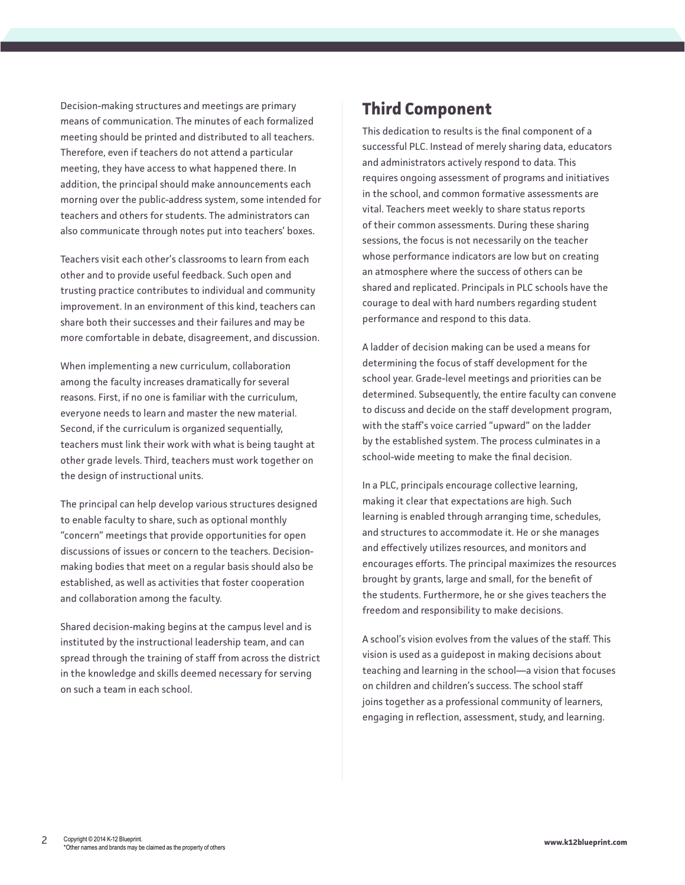Decision-making structures and meetings are primary means of communication. The minutes of each formalized meeting should be printed and distributed to all teachers. Therefore, even if teachers do not attend a particular meeting, they have access to what happened there. In addition, the principal should make announcements each morning over the public-address system, some intended for teachers and others for students. The administrators can also communicate through notes put into teachers' boxes.

Teachers visit each other's classrooms to learn from each other and to provide useful feedback. Such open and trusting practice contributes to individual and community improvement. In an environment of this kind, teachers can share both their successes and their failures and may be more comfortable in debate, disagreement, and discussion.

When implementing a new curriculum, collaboration among the faculty increases dramatically for several reasons. First, if no one is familiar with the curriculum, everyone needs to learn and master the new material. Second, if the curriculum is organized sequentially, teachers must link their work with what is being taught at other grade levels. Third, teachers must work together on the design of instructional units.

The principal can help develop various structures designed to enable faculty to share, such as optional monthly "concern" meetings that provide opportunities for open discussions of issues or concern to the teachers. Decision-making bodies that meet on a regular basis should also be established, as well as activities that foster cooperation and collaboration among the faculty.

Shared decision-making begins at the campus level and is instituted by the instructional leadership team, and can spread through the training of staff from across the district in the knowledge and skills deemed necessary for serving on such a team in each school.

## Third Component

This dedication to results is the final component of a successful PLC. Instead of merely sharing data, educators and administrators actively respond to data. This requires ongoing assessment of programs and initiatives in the school, and common formative assessments are vital. Teachers meet weekly to share status reports of their common assessments. During these sharing sessions, the focus is not necessarily on the teacher whose performance indicators are low but on creating an atmosphere where the success of others can be shared and replicated. Principals in PLC schools have the courage to deal with hard numbers regarding student performance and respond to this data.

A ladder of decision making can be used a means for determining the focus of staff development for the school year. Grade-level meetings and priorities can be determined. Subsequently, the entire faculty can convene to discuss and decide on the staff development program, with the staff's voice carried "upward" on the ladder by the established system. The process culminates in a school-wide meeting to make the final decision.

In a PLC, principals encourage collective learning, making it clear that expectations are high. Such learning is enabled through arranging time, schedules, and structures to accommodate it. He or she manages and effectively utilizes resources, and monitors and encourages efforts. The principal maximizes the resources brought by grants, large and small, for the benefit of the students. Furthermore, he or she gives teachers the freedom and responsibility to make decisions.

A school's vision evolves from the values of the staff. This vision is used as a guidepost in making decisions about teaching and learning in the school—a vision that focuses on children and children's success. The school staff joins together as a professional community of learners, engaging in reflection, assessment, study, and learning.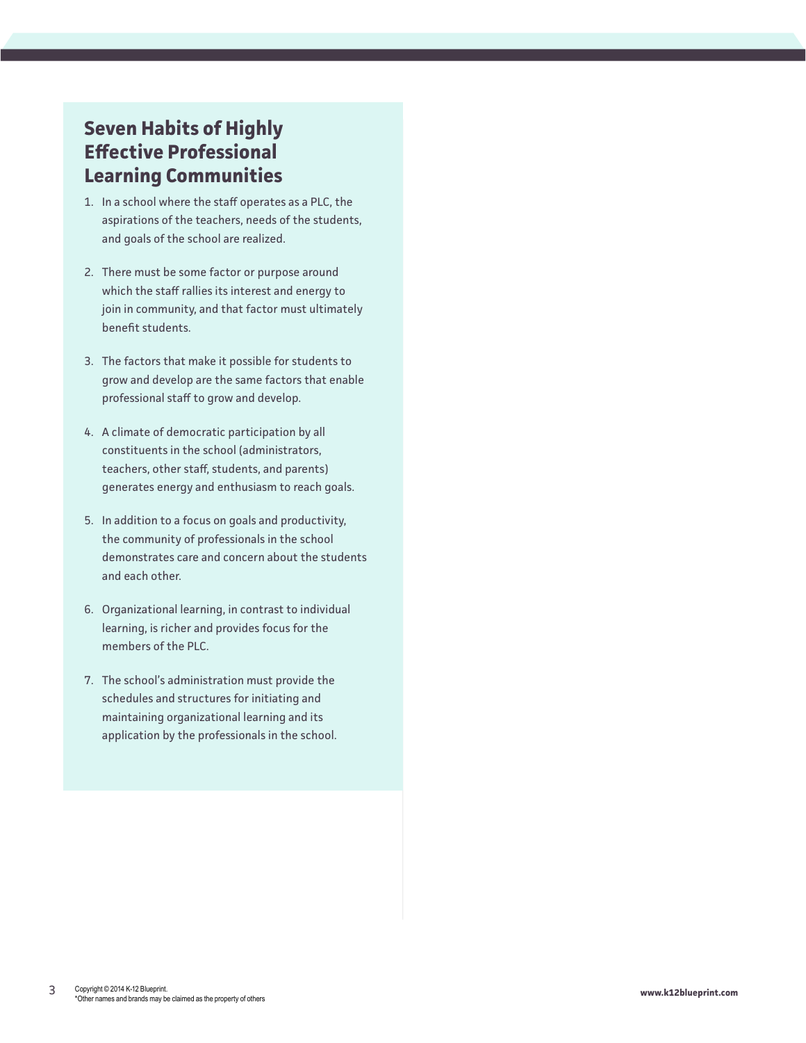## Seven Habits of Highly Effective Professional Learning Communities

1. In a school where the staff operates as a PLC, the aspirations of the teachers, needs of the students, and goals of the school are realized.

2. There must be some factor or purpose around which the staff rallies its interest and energy to join in community, and that factor must ultimately benefit students.

3. The factors that make it possible for students to grow and develop are the same factors that enable professional staff to grow and develop.

4. A climate of democratic participation by all constituents in the school (administrators, teachers, other staff, students, and parents) generates energy and enthusiasm to reach goals.

5. In addition to a focus on goals and productivity, the community of professionals in the school demonstrates care and concern about the students and each other.

6. Organizational learning, in contrast to individual learning, is richer and provides focus for the members of the PLC.

7. The school's administration must provide the schedules and structures for initiating and maintaining organizational learning and its application by the professionals in the school.

Copyright © 2014 K-12 Blueprint.
*Other names and brands may be claimed as the property of others

www.k12blueprint.com